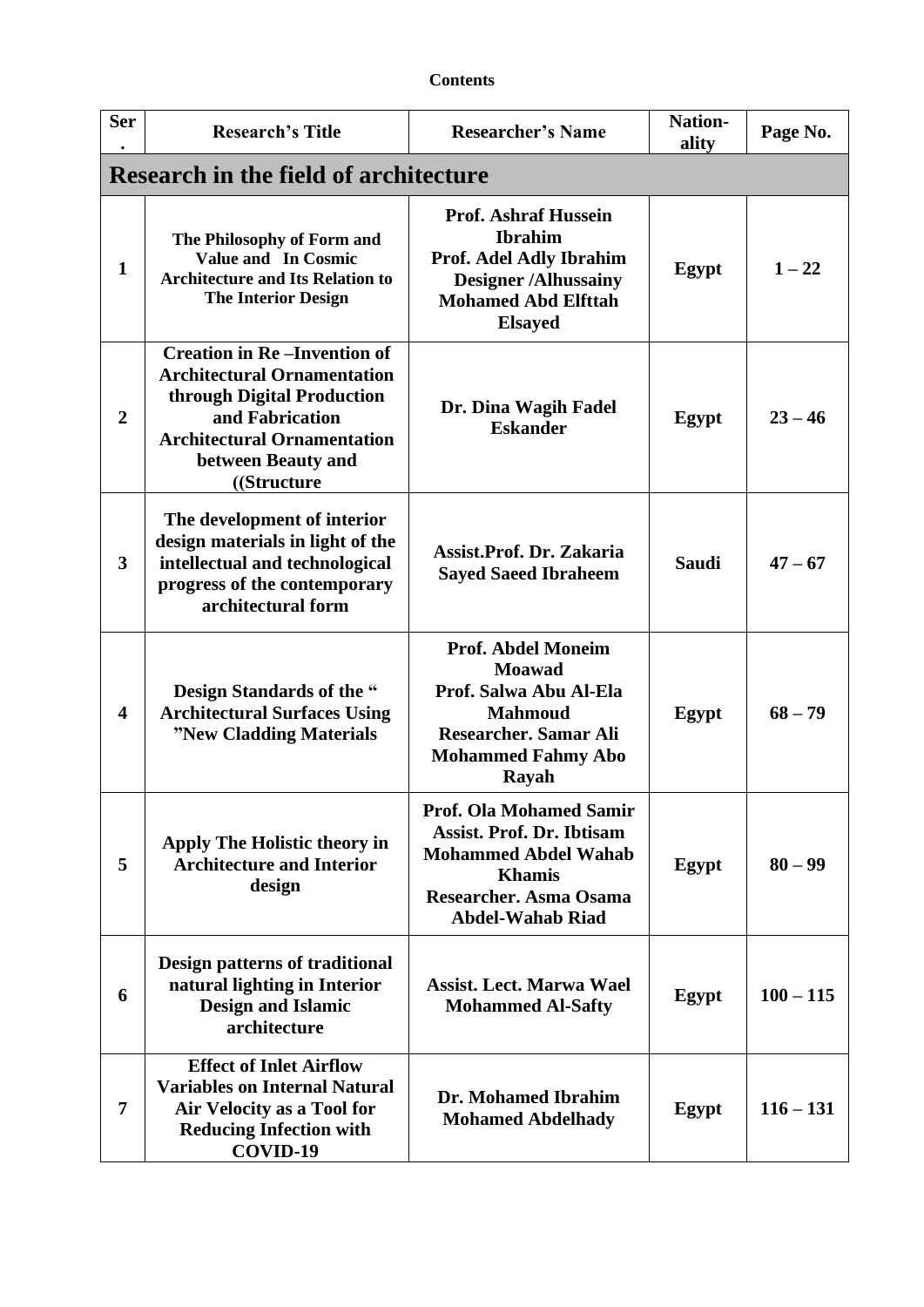**Contents**

| Ser. | Research's Title | Researcher's Name | Nation-ality | Page No. |
|---|---|---|---|---|
| **Research in the field of architecture** | | | | |
| 1 | The Philosophy of Form and Value and In Cosmic Architecture and Its Relation to The Interior Design | Prof. Ashraf Hussein Ibrahim<br>Prof. Adel Adly Ibrahim<br>Designer /Alhussainy Mohamed Abd Elfttah Elsayed | Egypt | 1 – 22 |
| 2 | Creation in Re –Invention of Architectural Ornamentation through Digital Production and Fabrication Architectural Ornamentation between Beauty and ((Structure | Dr. Dina Wagih Fadel Eskander | Egypt | 23 – 46 |
| 3 | The development of interior design materials in light of the intellectual and technological progress of the contemporary architectural form | Assist.Prof. Dr. Zakaria Sayed Saeed Ibraheem | Saudi | 47 – 67 |
| 4 | Design Standards of the " Architectural Surfaces Using "New Cladding Materials | Prof. Abdel Moneim Moawad<br>Prof. Salwa Abu Al-Ela Mahmoud<br>Researcher. Samar Ali Mohammed Fahmy Abo Rayah | Egypt | 68 – 79 |
| 5 | Apply The Holistic theory in Architecture and Interior design | Prof. Ola Mohamed Samir<br>Assist. Prof. Dr. Ibtisam Mohammed Abdel Wahab Khamis<br>Researcher. Asma Osama Abdel-Wahab Riad | Egypt | 80 – 99 |
| 6 | Design patterns of traditional natural lighting in Interior Design and Islamic architecture | Assist. Lect. Marwa Wael Mohammed Al-Safty | Egypt | 100 – 115 |
| 7 | Effect of Inlet Airflow Variables on Internal Natural Air Velocity as a Tool for Reducing Infection with COVID-19 | Dr. Mohamed Ibrahim Mohamed Abdelhady | Egypt | 116 – 131 |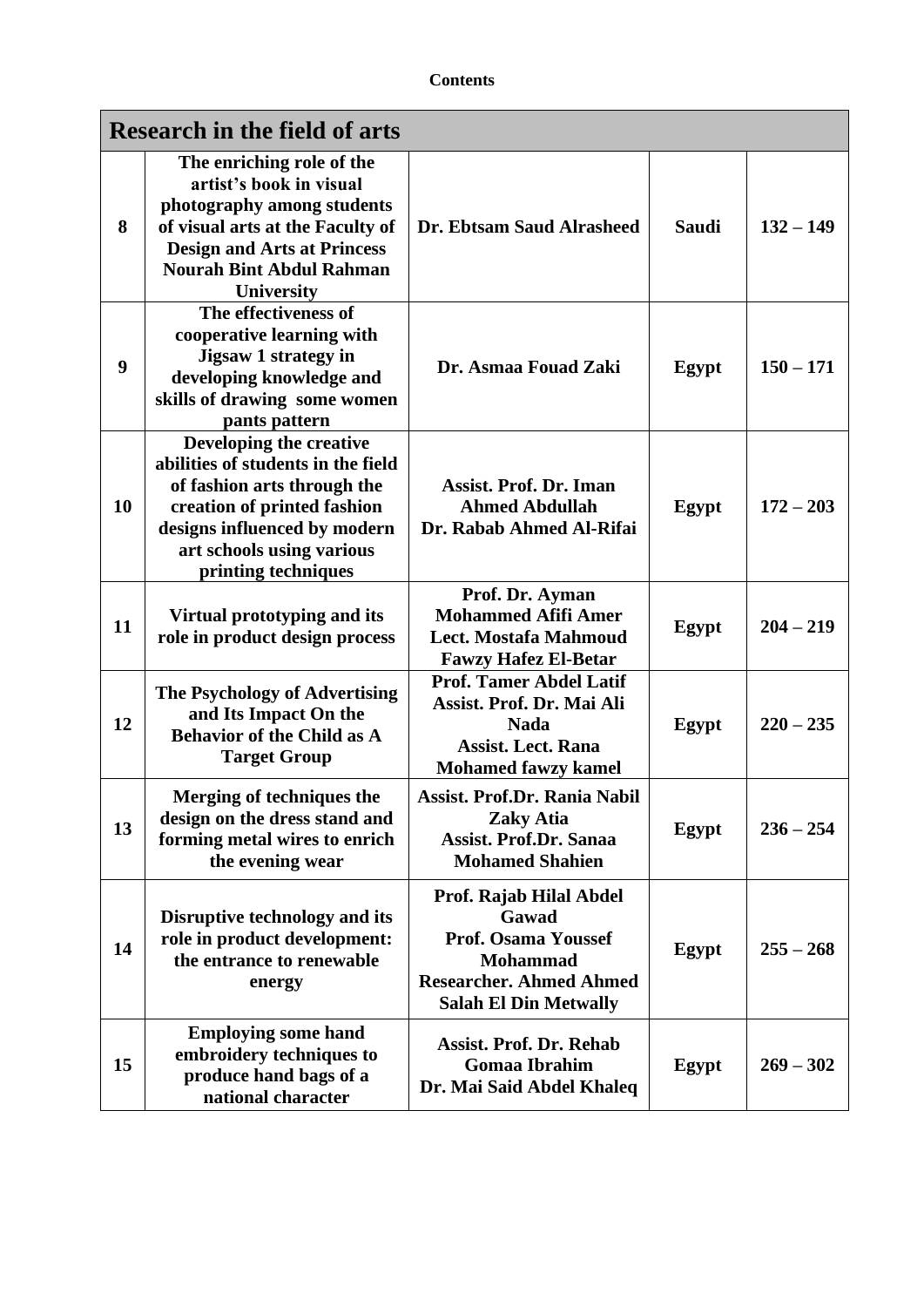**Contents**

| Research in the field of arts | | | | |
|---|---|---|---|---|
| 8 | The enriching role of the artist's book in visual photography among students of visual arts at the Faculty of Design and Arts at Princess Nourah Bint Abdul Rahman University | Dr. Ebtsam Saud Alrasheed | Saudi | 132 – 149 |
| 9 | The effectiveness of cooperative learning with Jigsaw 1 strategy in developing knowledge and skills of drawing some women pants pattern | Dr. Asmaa Fouad Zaki | Egypt | 150 – 171 |
| 10 | Developing the creative abilities of students in the field of fashion arts through the creation of printed fashion designs influenced by modern art schools using various printing techniques | Assist. Prof. Dr. Iman Ahmed Abdullah<br>Dr. Rabab Ahmed Al-Rifai | Egypt | 172 – 203 |
| 11 | Virtual prototyping and its role in product design process | Prof. Dr. Ayman Mohammed Afifi Amer<br>Lect. Mostafa Mahmoud Fawzy Hafez El-Betar | Egypt | 204 – 219 |
| 12 | The Psychology of Advertising and Its Impact On the Behavior of the Child as A Target Group | Prof. Tamer Abdel Latif<br>Assist. Prof. Dr. Mai Ali Nada<br>Assist. Lect. Rana Mohamed fawzy kamel | Egypt | 220 – 235 |
| 13 | Merging of techniques the design on the dress stand and forming metal wires to enrich the evening wear | Assist. Prof.Dr. Rania Nabil Zaky Atia<br>Assist. Prof.Dr. Sanaa Mohamed Shahien | Egypt | 236 – 254 |
| 14 | Disruptive technology and its role in product development: the entrance to renewable energy | Prof. Rajab Hilal Abdel Gawad<br>Prof. Osama Youssef Mohammad<br>Researcher. Ahmed Ahmed Salah El Din Metwally | Egypt | 255 – 268 |
| 15 | Employing some hand embroidery techniques to produce hand bags of a national character | Assist. Prof. Dr. Rehab Gomaa Ibrahim<br>Dr. Mai Said Abdel Khaleq | Egypt | 269 – 302 |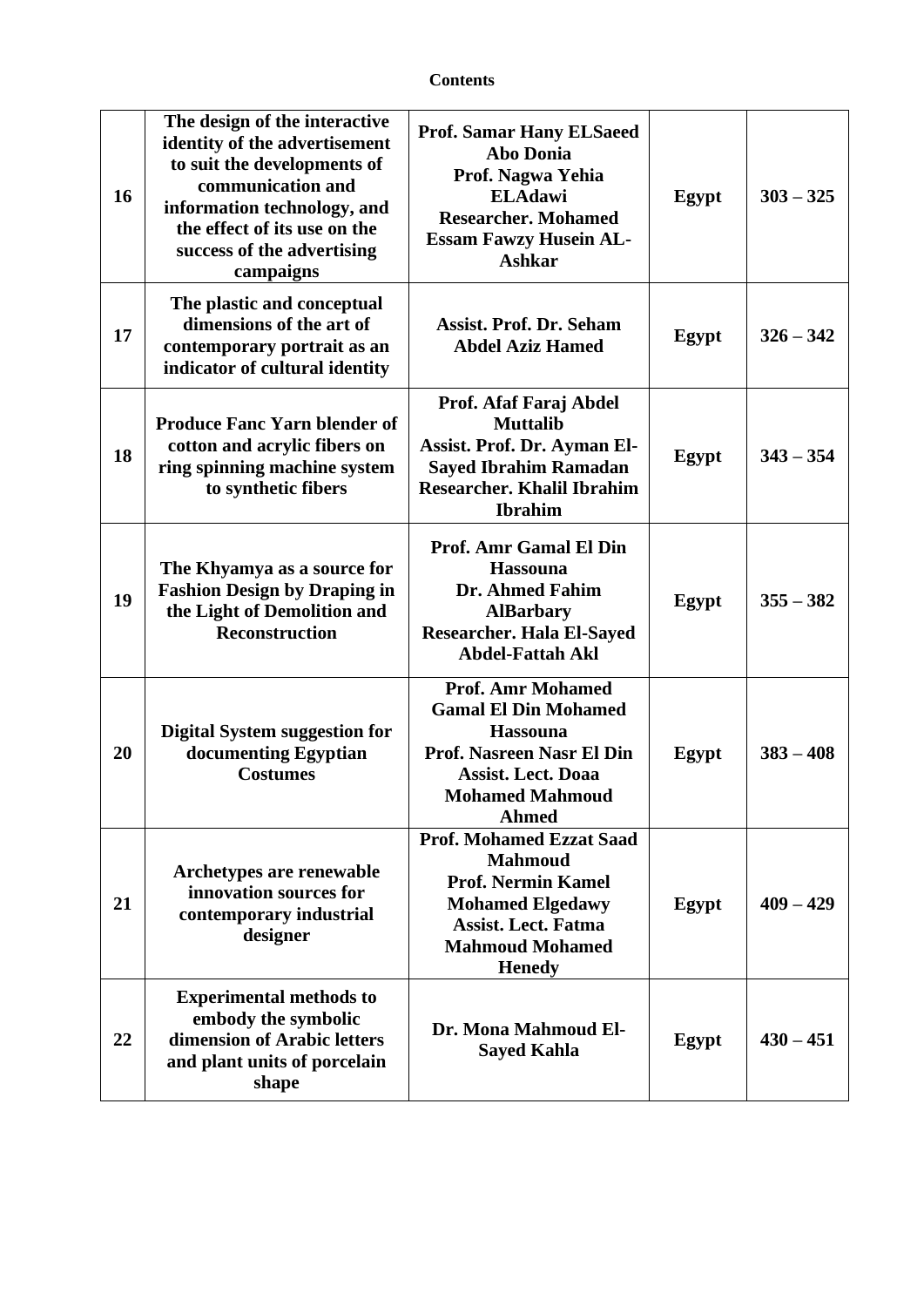**Contents**

| | | | | |
|---|---|---|---|---|
| **16** | **The design of the interactive identity of the advertisement to suit the developments of communication and information technology, and the effect of its use on the success of the advertising campaigns** | **Prof. Samar Hany ELSaeed Abo Donia**<br>**Prof. Nagwa Yehia ELAdawi**<br>**Researcher. Mohamed Essam Fawzy Husein AL-Ashkar** | **Egypt** | **303 – 325** |
| **17** | **The plastic and conceptual dimensions of the art of contemporary portrait as an indicator of cultural identity** | **Assist. Prof. Dr. Seham Abdel Aziz Hamed** | **Egypt** | **326 – 342** |
| **18** | **Produce Fanc Yarn blender of cotton and acrylic fibers on ring spinning machine system to synthetic fibers** | **Prof. Afaf Faraj Abdel Muttalib**<br>**Assist. Prof. Dr. Ayman El-Sayed Ibrahim Ramadan**<br>**Researcher. Khalil Ibrahim Ibrahim** | **Egypt** | **343 – 354** |
| **19** | **The Khyamya as a source for Fashion Design by Draping in the Light of Demolition and Reconstruction** | **Prof. Amr Gamal El Din Hassouna**<br>**Dr. Ahmed Fahim AlBarbary**<br>**Researcher. Hala El-Sayed Abdel-Fattah Akl** | **Egypt** | **355 – 382** |
| **20** | **Digital System suggestion for documenting Egyptian Costumes** | **Prof. Amr Mohamed Gamal El Din Mohamed Hassouna**<br>**Prof. Nasreen Nasr El Din**<br>**Assist. Lect. Doaa Mohamed Mahmoud Ahmed** | **Egypt** | **383 – 408** |
| **21** | **Archetypes are renewable innovation sources for contemporary industrial designer** | **Prof. Mohamed Ezzat Saad Mahmoud**<br>**Prof. Nermin Kamel Mohamed Elgedawy**<br>**Assist. Lect. Fatma Mahmoud Mohamed Henedy** | **Egypt** | **409 – 429** |
| **22** | **Experimental methods to embody the symbolic dimension of Arabic letters and plant units of porcelain shape** | **Dr. Mona Mahmoud El-Sayed Kahla** | **Egypt** | **430 – 451** |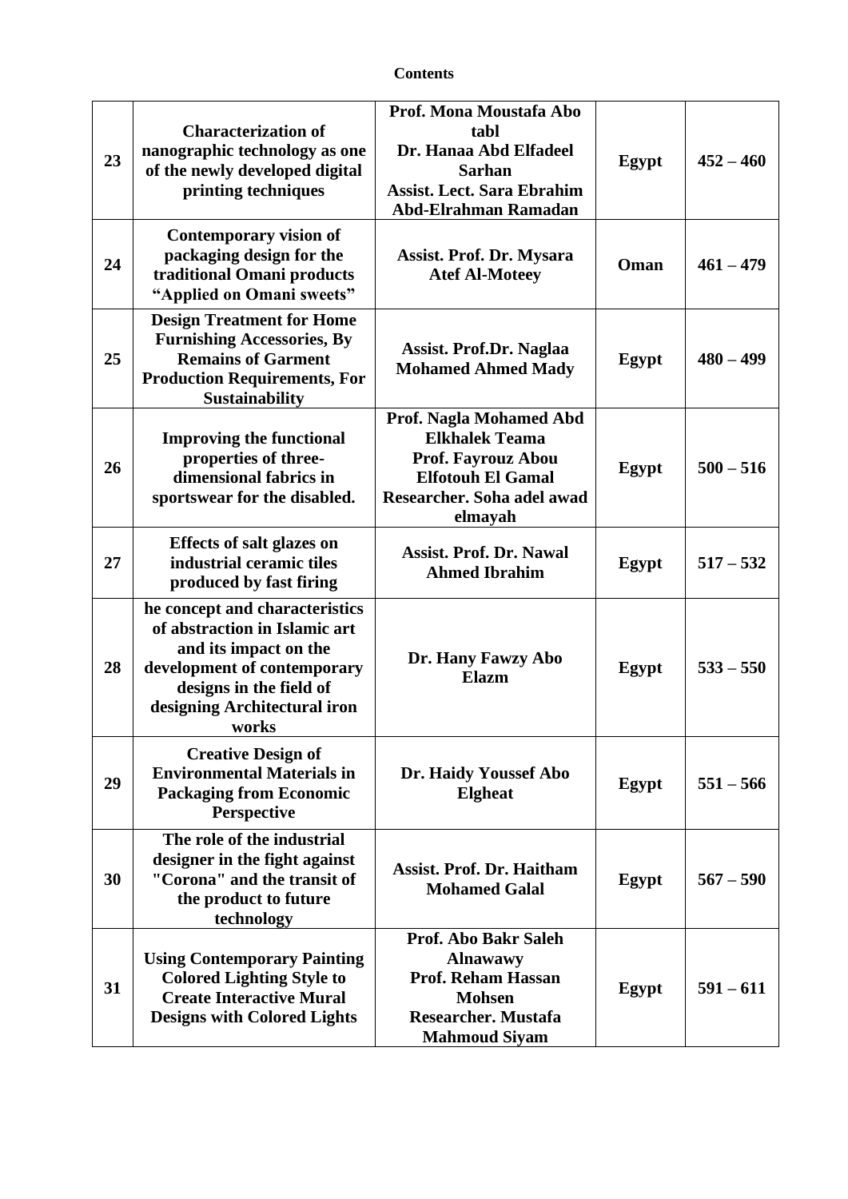**Contents**

| | | | | |
|---|---|---|---|---|
| **23** | **Characterization of nanographic technology as one of the newly developed digital printing techniques** | **Prof. Mona Moustafa Abo tabl**<br>**Dr. Hanaa Abd Elfadeel Sarhan**<br>**Assist. Lect. Sara Ebrahim Abd-Elrahman Ramadan** | **Egypt** | **452 – 460** |
| **24** | **Contemporary vision of packaging design for the traditional Omani products "Applied on Omani sweets"** | **Assist. Prof. Dr. Mysara Atef Al-Moteey** | **Oman** | **461 – 479** |
| **25** | **Design Treatment for Home Furnishing Accessories, By Remains of Garment Production Requirements, For Sustainability** | **Assist. Prof.Dr. Naglaa Mohamed Ahmed Mady** | **Egypt** | **480 – 499** |
| **26** | **Improving the functional properties of three-dimensional fabrics in sportswear for the disabled.** | **Prof. Nagla Mohamed Abd Elkhalek Teama**<br>**Prof. Fayrouz Abou Elfotouh El Gamal**<br>**Researcher. Soha adel awad elmayah** | **Egypt** | **500 – 516** |
| **27** | **Effects of salt glazes on industrial ceramic tiles produced by fast firing** | **Assist. Prof. Dr. Nawal Ahmed Ibrahim** | **Egypt** | **517 – 532** |
| **28** | **he concept and characteristics of abstraction in Islamic art and its impact on the development of contemporary designs in the field of designing Architectural iron works** | **Dr. Hany Fawzy Abo Elazm** | **Egypt** | **533 – 550** |
| **29** | **Creative Design of Environmental Materials in Packaging from Economic Perspective** | **Dr. Haidy Youssef Abo Elgheat** | **Egypt** | **551 – 566** |
| **30** | **The role of the industrial designer in the fight against "Corona" and the transit of the product to future technology** | **Assist. Prof. Dr. Haitham Mohamed Galal** | **Egypt** | **567 – 590** |
| **31** | **Using Contemporary Painting Colored Lighting Style to Create Interactive Mural Designs with Colored Lights** | **Prof. Abo Bakr Saleh Alnawawy**<br>**Prof. Reham Hassan Mohsen**<br>**Researcher. Mustafa Mahmoud Siyam** | **Egypt** | **591 – 611** |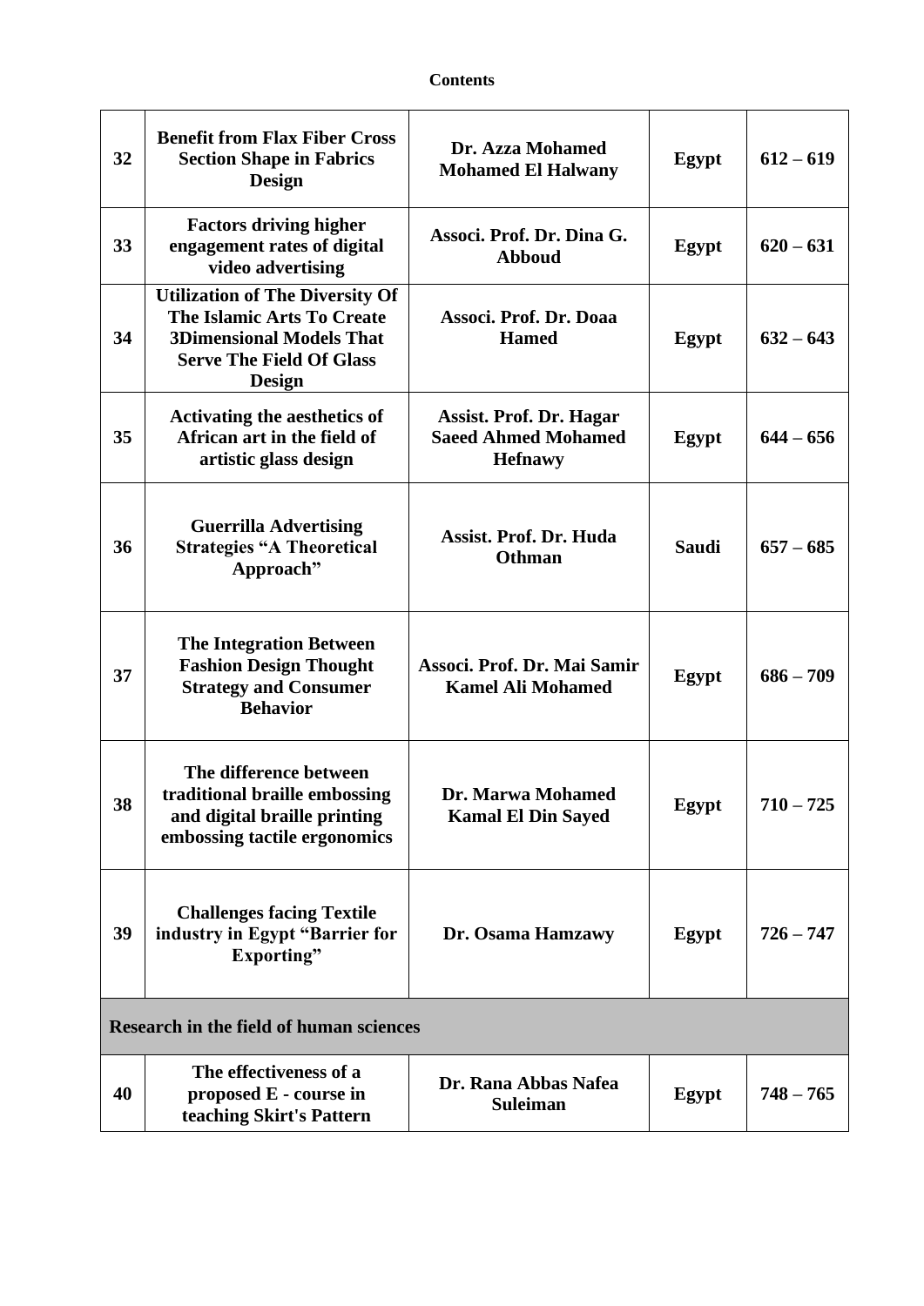**Contents**

| | | | | |
|---|---|---|---|---|
| **32** | **Benefit from Flax Fiber Cross Section Shape in Fabrics Design** | **Dr. Azza Mohamed Mohamed El Halwany** | **Egypt** | **612 – 619** |
| **33** | **Factors driving higher engagement rates of digital video advertising** | **Associ. Prof. Dr. Dina G. Abboud** | **Egypt** | **620 – 631** |
| **34** | **Utilization of The Diversity Of The Islamic Arts To Create 3Dimensional Models That Serve The Field Of Glass Design** | **Associ. Prof. Dr. Doaa Hamed** | **Egypt** | **632 – 643** |
| **35** | **Activating the aesthetics of African art in the field of artistic glass design** | **Assist. Prof. Dr. Hagar Saeed Ahmed Mohamed Hefnawy** | **Egypt** | **644 – 656** |
| **36** | **Guerrilla Advertising Strategies "A Theoretical Approach"** | **Assist. Prof. Dr. Huda Othman** | **Saudi** | **657 – 685** |
| **37** | **The Integration Between Fashion Design Thought Strategy and Consumer Behavior** | **Associ. Prof. Dr. Mai Samir Kamel Ali Mohamed** | **Egypt** | **686 – 709** |
| **38** | **The difference between traditional braille embossing and digital braille printing embossing tactile ergonomics** | **Dr. Marwa Mohamed Kamal El Din Sayed** | **Egypt** | **710 – 725** |
| **39** | **Challenges facing Textile industry in Egypt "Barrier for Exporting"** | **Dr. Osama Hamzawy** | **Egypt** | **726 – 747** |
| **Research in the field of human sciences** | | | | |
| **40** | **The effectiveness of a proposed E - course in teaching Skirt's Pattern** | **Dr. Rana Abbas Nafea Suleiman** | **Egypt** | **748 – 765** |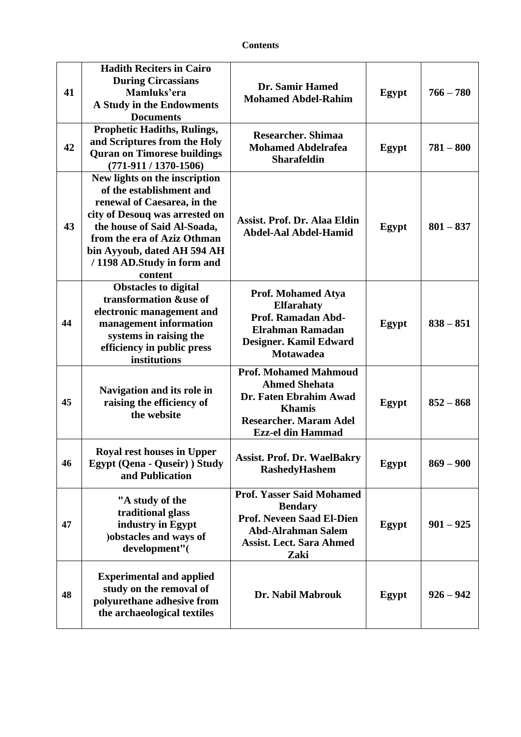**Contents**

| | | | | |
|---|---|---|---|---|
| **41** | **Hadith Reciters in Cairo During Circassians Mamluks'era A Study in the Endowments Documents** | **Dr. Samir Hamed Mohamed Abdel-Rahim** | **Egypt** | **766 – 780** |
| **42** | **Prophetic Hadiths, Rulings, and Scriptures from the Holy Quran on Timorese buildings (771-911 / 1370-1506)** | **Researcher. Shimaa Mohamed Abdelrafea Sharafeldin** | **Egypt** | **781 – 800** |
| **43** | **New lights on the inscription of the establishment and renewal of Caesarea, in the city of Desouq was arrested on the house of Said Al-Soada, from the era of Aziz Othman bin Ayyoub, dated AH 594 AH / 1198 AD.Study in form and content** | **Assist. Prof. Dr. Alaa Eldin Abdel-Aal Abdel-Hamid** | **Egypt** | **801 – 837** |
| **44** | **Obstacles to digital transformation &use of electronic management and management information systems in raising the efficiency in public press institutions** | **Prof. Mohamed Atya Elfarahaty Prof. Ramadan Abd-Elrahman Ramadan Designer. Kamil Edward Motawadea** | **Egypt** | **838 – 851** |
| **45** | **Navigation and its role in raising the efficiency of the website** | **Prof. Mohamed Mahmoud Ahmed Shehata Dr. Faten Ebrahim Awad Khamis Researcher. Maram Adel Ezz-el din Hammad** | **Egypt** | **852 – 868** |
| **46** | **Royal rest houses in Upper Egypt (Qena - Quseir) ) Study and Publication** | **Assist. Prof. Dr. WaelBakry RashedyHashem** | **Egypt** | **869 – 900** |
| **47** | **"A study of the traditional glass industry in Egypt )obstacles and ways of development"(** | **Prof. Yasser Said Mohamed Bendary Prof. Neveen Saad El-Dien Abd-Alrahman Salem Assist. Lect. Sara Ahmed Zaki** | **Egypt** | **901 – 925** |
| **48** | **Experimental and applied study on the removal of polyurethane adhesive from the archaeological textiles** | **Dr. Nabil Mabrouk** | **Egypt** | **926 – 942** |